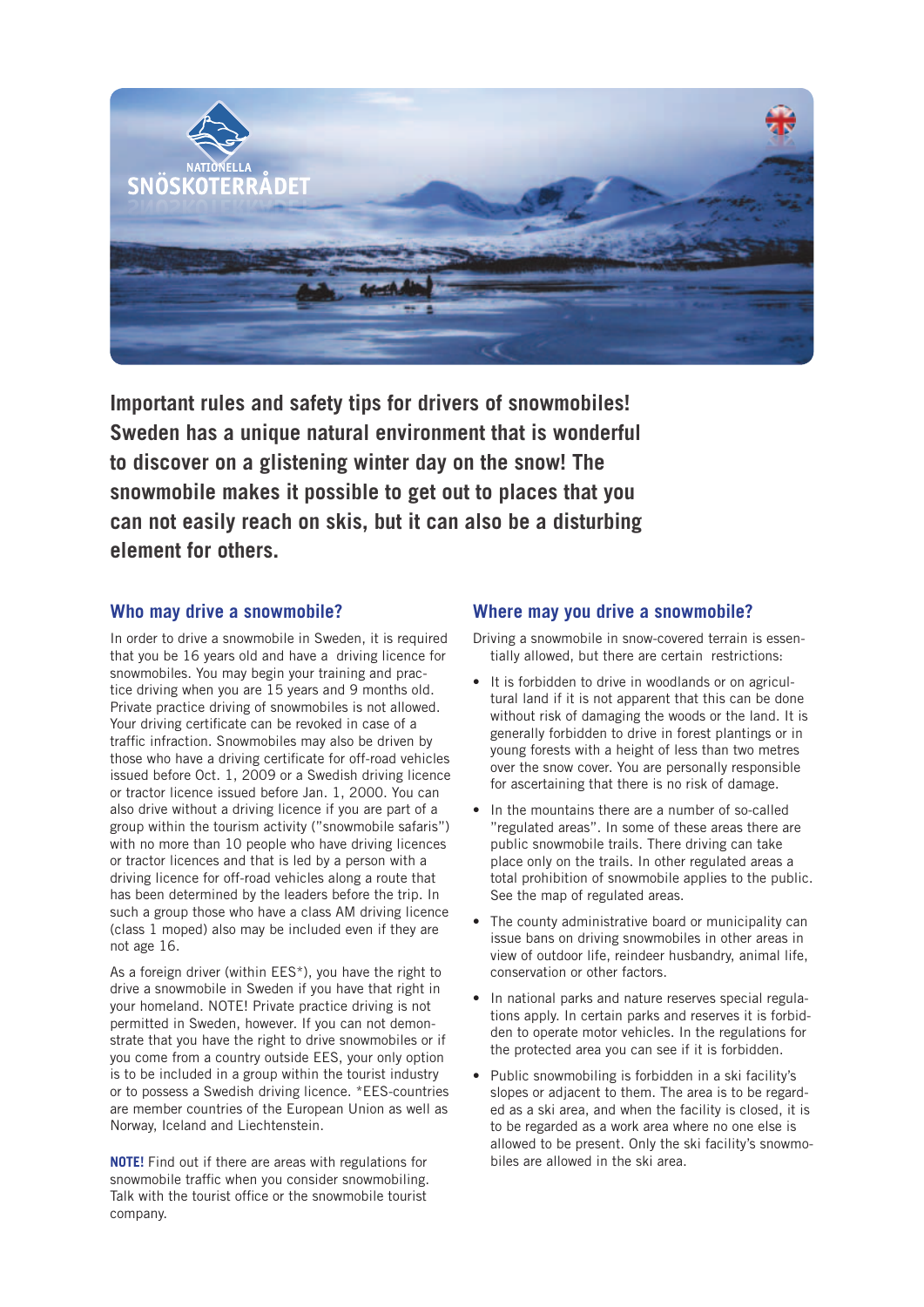NATIONELLA SNÖSKOTERRÅDET

**Important rules and safety tips for drivers of snowmobiles! Sweden has a unique natural environment that is wonderful to discover on a glistening winter day on the snow! The snowmobile makes it possible to get out to places that you can not easily reach on skis, but it can also be a disturbing element for others.**

## Who may drive a snowmobile?

In order to drive a snowmobile in Sweden, it is required that you be 16 years old and have a driving licence for snowmobiles. You may begin your training and practice driving when you are 15 years and 9 months old. Private practice driving of snowmobiles is not allowed. Your driving certificate can be revoked in case of a traffic infraction. Snowmobiles may also be driven by those who have a driving certificate for off-road vehicles issued before Oct. 1, 2009 or a Swedish driving licence or tractor licence issued before Jan. 1, 2000. You can also drive without a driving licence if you are part of a group within the tourism activity ("snowmobile safaris") with no more than 10 people who have driving licences or tractor licences and that is led by a person with a driving licence for off-road vehicles along a route that has been determined by the leaders before the trip. In such a group those who have a class AM driving licence (class 1 moped) also may be included even if they are not age 16.

As a foreign driver (within EES*), you have the right to drive a snowmobile in Sweden if you have that right in your homeland. NOTE! Private practice driving is not permitted in Sweden, however. If you can not demonstrate that you have the right to drive snowmobiles or if you come from a country outside EES, your only option is to be included in a group within the tourist industry or to possess a Swedish driving licence. *EES-countries are member countries of the European Union as well as Norway, Iceland and Liechtenstein.

**NOTE!** Find out if there are areas with regulations for snowmobile traffic when you consider snowmobiling. Talk with the tourist office or the snowmobile tourist company.

## Where may you drive a snowmobile?

Driving a snowmobile in snow-covered terrain is essentially allowed, but there are certain restrictions:

- It is forbidden to drive in woodlands or on agricultural land if it is not apparent that this can be done without risk of damaging the woods or the land. It is generally forbidden to drive in forest plantings or in young forests with a height of less than two metres over the snow cover. You are personally responsible for ascertaining that there is no risk of damage.
- In the mountains there are a number of so-called "regulated areas". In some of these areas there are public snowmobile trails. There driving can take place only on the trails. In other regulated areas a total prohibition of snowmobile applies to the public. See the map of regulated areas.
- The county administrative board or municipality can issue bans on driving snowmobiles in other areas in view of outdoor life, reindeer husbandry, animal life, conservation or other factors.
- In national parks and nature reserves special regulations apply. In certain parks and reserves it is forbidden to operate motor vehicles. In the regulations for the protected area you can see if it is forbidden.
- Public snowmobiling is forbidden in a ski facility's slopes or adjacent to them. The area is to be regarded as a ski area, and when the facility is closed, it is to be regarded as a work area where no one else is allowed to be present. Only the ski facility's snowmobiles are allowed in the ski area.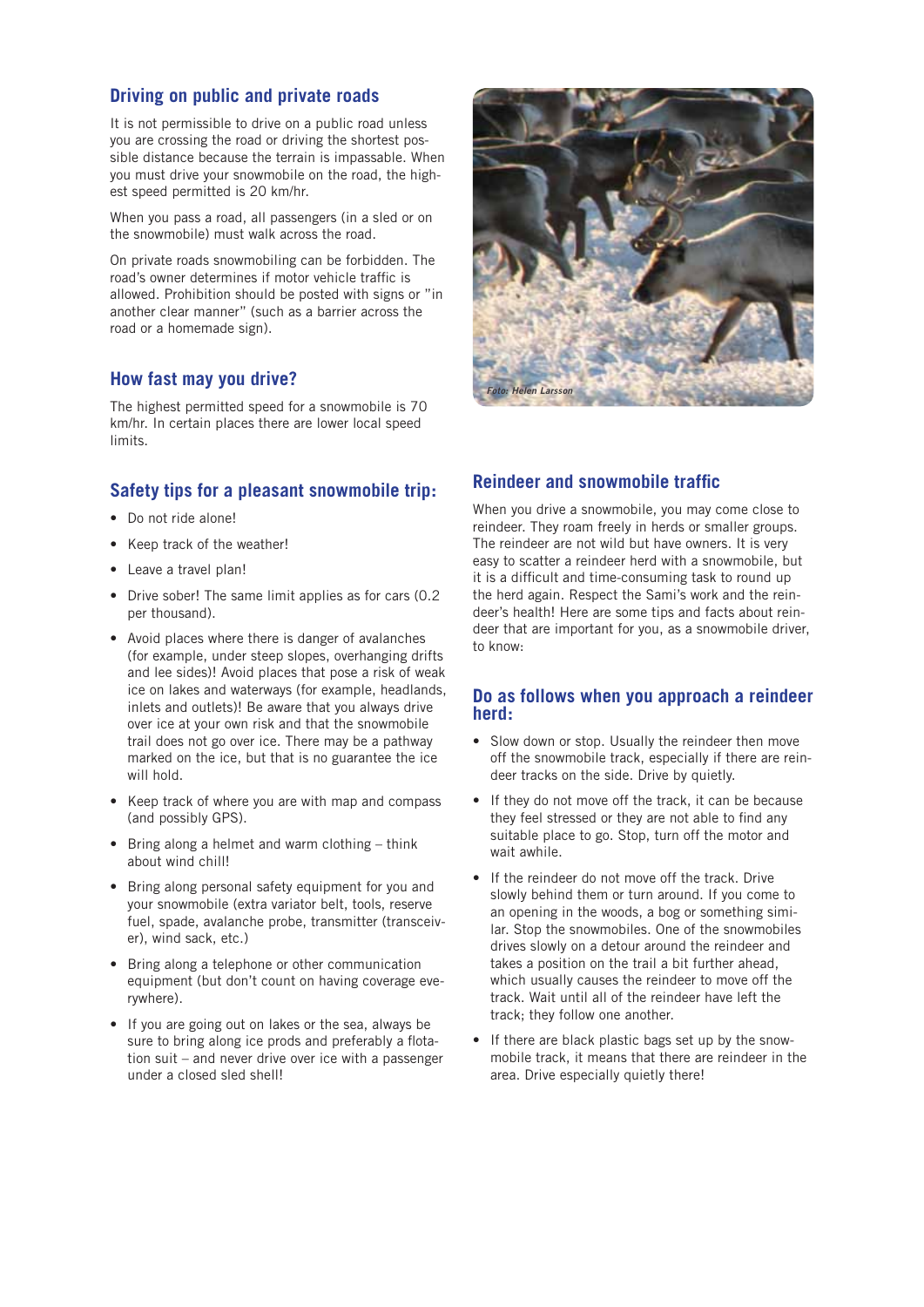## Driving on public and private roads

It is not permissible to drive on a public road unless you are crossing the road or driving the shortest possible distance because the terrain is impassable. When you must drive your snowmobile on the road, the highest speed permitted is 20 km/hr.

When you pass a road, all passengers (in a sled or on the snowmobile) must walk across the road.

On private roads snowmobiling can be forbidden. The road's owner determines if motor vehicle traffic is allowed. Prohibition should be posted with signs or "in another clear manner" (such as a barrier across the road or a homemade sign).

## How fast may you drive?

The highest permitted speed for a snowmobile is 70 km/hr. In certain places there are lower local speed limits.

## Safety tips for a pleasant snowmobile trip:

- Do not ride alone!
- Keep track of the weather!
- Leave a travel plan!
- Drive sober! The same limit applies as for cars (0.2 per thousand).
- Avoid places where there is danger of avalanches (for example, under steep slopes, overhanging drifts and lee sides)! Avoid places that pose a risk of weak ice on lakes and waterways (for example, headlands, inlets and outlets)! Be aware that you always drive over ice at your own risk and that the snowmobile trail does not go over ice. There may be a pathway marked on the ice, but that is no guarantee the ice will hold.
- Keep track of where you are with map and compass (and possibly GPS).
- Bring along a helmet and warm clothing – think about wind chill!
- Bring along personal safety equipment for you and your snowmobile (extra variator belt, tools, reserve fuel, spade, avalanche probe, transmitter (transceiver), wind sack, etc.)
- Bring along a telephone or other communication equipment (but don't count on having coverage everywhere).
- If you are going out on lakes or the sea, always be sure to bring along ice prods and preferably a flotation suit – and never drive over ice with a passenger under a closed sled shell!

*Foto: Helen Larsson*

## Reindeer and snowmobile traffic

When you drive a snowmobile, you may come close to reindeer. They roam freely in herds or smaller groups. The reindeer are not wild but have owners. It is very easy to scatter a reindeer herd with a snowmobile, but it is a difficult and time-consuming task to round up the herd again. Respect the Sami's work and the reindeer's health! Here are some tips and facts about reindeer that are important for you, as a snowmobile driver, to know:

## Do as follows when you approach a reindeer herd:

- Slow down or stop. Usually the reindeer then move off the snowmobile track, especially if there are reindeer tracks on the side. Drive by quietly.
- If they do not move off the track, it can be because they feel stressed or they are not able to find any suitable place to go. Stop, turn off the motor and wait awhile.
- If the reindeer do not move off the track. Drive slowly behind them or turn around. If you come to an opening in the woods, a bog or something similar. Stop the snowmobiles. One of the snowmobiles drives slowly on a detour around the reindeer and takes a position on the trail a bit further ahead, which usually causes the reindeer to move off the track. Wait until all of the reindeer have left the track; they follow one another.
- If there are black plastic bags set up by the snowmobile track, it means that there are reindeer in the area. Drive especially quietly there!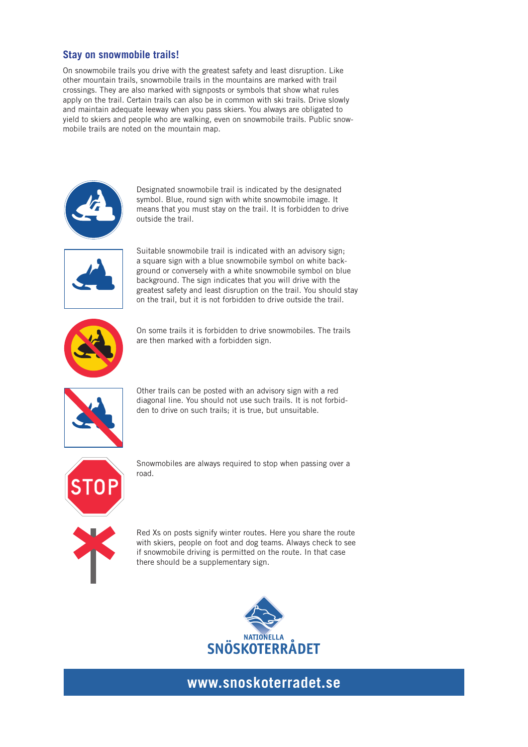## Stay on snowmobile trails!

On snowmobile trails you drive with the greatest safety and least disruption. Like other mountain trails, snowmobile trails in the mountains are marked with trail crossings. They are also marked with signposts or symbols that show what rules apply on the trail. Certain trails can also be in common with ski trails. Drive slowly and maintain adequate leeway when you pass skiers. You always are obligated to yield to skiers and people who are walking, even on snowmobile trails. Public snowmobile trails are noted on the mountain map.

Designated snowmobile trail is indicated by the designated symbol. Blue, round sign with white snowmobile image. It means that you must stay on the trail. It is forbidden to drive outside the trail.

Suitable snowmobile trail is indicated with an advisory sign; a square sign with a blue snowmobile symbol on white background or conversely with a white snowmobile symbol on blue background. The sign indicates that you will drive with the greatest safety and least disruption on the trail. You should stay on the trail, but it is not forbidden to drive outside the trail.

On some trails it is forbidden to drive snowmobiles. The trails are then marked with a forbidden sign.

Other trails can be posted with an advisory sign with a red diagonal line. You should not use such trails. It is not forbidden to drive on such trails; it is true, but unsuitable.

Snowmobiles are always required to stop when passing over a road.

Red Xs on posts signify winter routes. Here you share the route with skiers, people on foot and dog teams. Always check to see if snowmobile driving is permitted on the route. In that case there should be a supplementary sign.

NATIONELLA SNÖSKOTERRÅDET

**www.snoskoterradet.se**